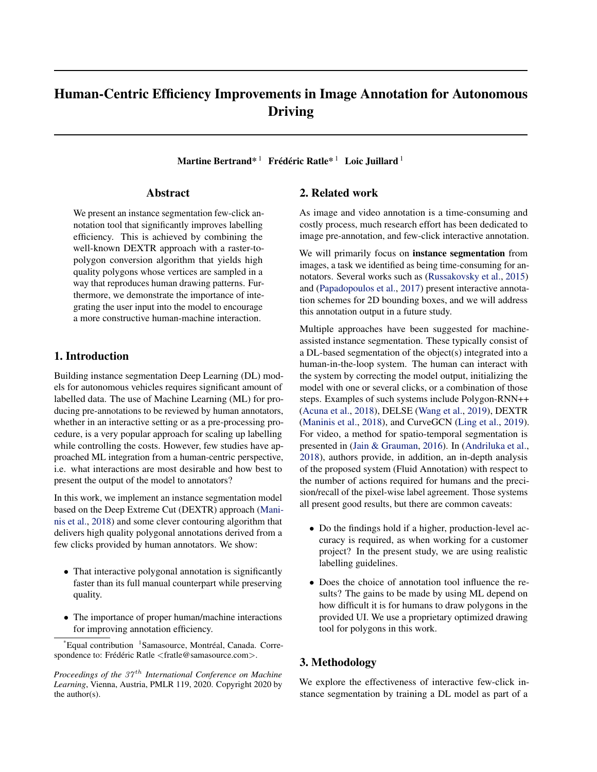# Human-Centric Efficiency Improvements in Image Annotation for Autonomous Driving

**Martine Bertrand*[1] Frédéric Ratle*[1] Loic Juillard[1]**

## Abstract

We present an instance segmentation few-click annotation tool that significantly improves labelling efficiency. This is achieved by combining the well-known DEXTR approach with a raster-to-polygon conversion algorithm that yields high quality polygons whose vertices are sampled in a way that reproduces human drawing patterns. Furthermore, we demonstrate the importance of integrating the user input into the model to encourage a more constructive human-machine interaction.

## 1. Introduction

Building instance segmentation Deep Learning (DL) models for autonomous vehicles requires significant amount of labelled data. The use of Machine Learning (ML) for producing pre-annotations to be reviewed by human annotators, whether in an interactive setting or as a pre-processing procedure, is a very popular approach for scaling up labelling while controlling the costs. However, few studies have approached ML integration from a human-centric perspective, i.e. what interactions are most desirable and how best to present the output of the model to annotators?

In this work, we implement an instance segmentation model based on the Deep Extreme Cut (DEXTR) approach (Maninis et al., 2018) and some clever contouring algorithm that delivers high quality polygonal annotations derived from a few clicks provided by human annotators. We show:

- That interactive polygonal annotation is significantly faster than its full manual counterpart while preserving quality.
- The importance of proper human/machine interactions for improving annotation efficiency.

*Equal contribution [1]Samasource, Montréal, Canada. Correspondence to: Frédéric Ratle <fratle@samasource.com>.

*Proceedings of the $37^{th}$ International Conference on Machine Learning*, Vienna, Austria, PMLR 119, 2020. Copyright 2020 by the author(s).

## 2. Related work

As image and video annotation is a time-consuming and costly process, much research effort has been dedicated to image pre-annotation, and few-click interactive annotation.

We will primarily focus on **instance segmentation** from images, a task we identified as being time-consuming for annotators. Several works such as (Russakovsky et al., 2015) and (Papadopoulos et al., 2017) present interactive annotation schemes for 2D bounding boxes, and we will address this annotation output in a future study.

Multiple approaches have been suggested for machine-assisted instance segmentation. These typically consist of a DL-based segmentation of the object(s) integrated into a human-in-the-loop system. The human can interact with the system by correcting the model output, initializing the model with one or several clicks, or a combination of those steps. Examples of such systems include Polygon-RNN++ (Acuna et al., 2018), DELSE (Wang et al., 2019), DEXTR (Maninis et al., 2018), and CurveGCN (Ling et al., 2019). For video, a method for spatio-temporal segmentation is presented in (Jain & Grauman, 2016). In (Andriluka et al., 2018), authors provide, in addition, an in-depth analysis of the proposed system (Fluid Annotation) with respect to the number of actions required for humans and the precision/recall of the pixel-wise label agreement. Those systems all present good results, but there are common caveats:

- Do the findings hold if a higher, production-level accuracy is required, as when working for a customer project? In the present study, we are using realistic labelling guidelines.
- Does the choice of annotation tool influence the results? The gains to be made by using ML depend on how difficult it is for humans to draw polygons in the provided UI. We use a proprietary optimized drawing tool for polygons in this work.

## 3. Methodology

We explore the effectiveness of interactive few-click instance segmentation by training a DL model as part of a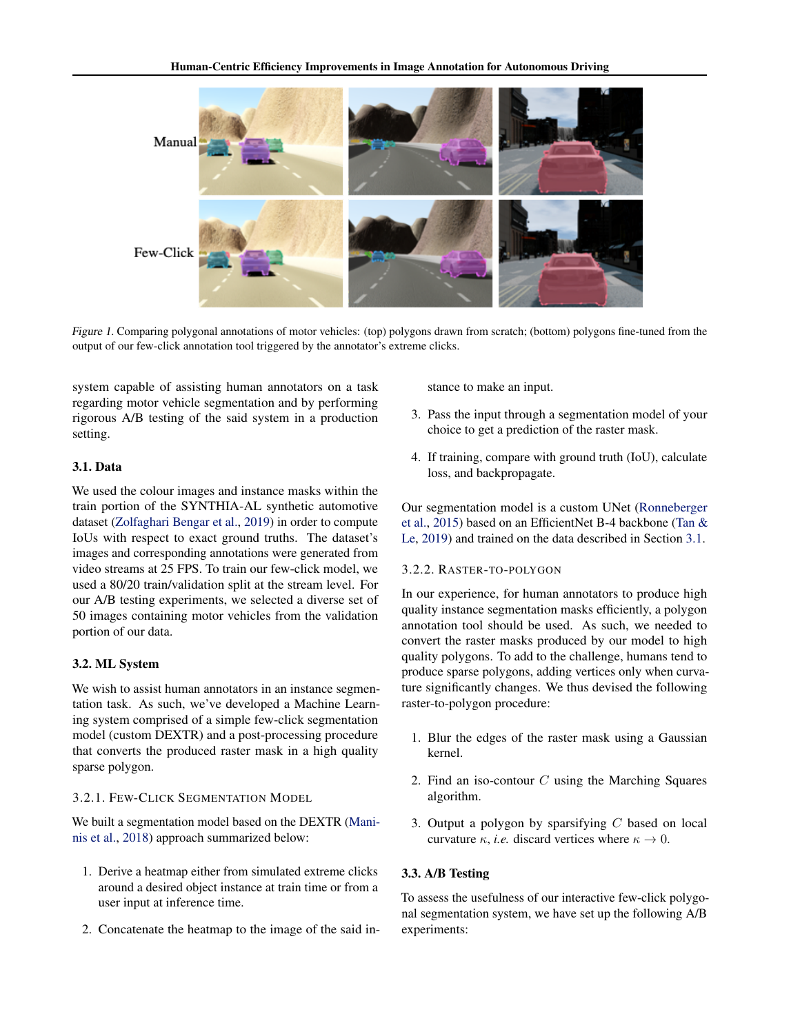Figure 1. Comparing polygonal annotations of motor vehicles: (top) polygons drawn from scratch; (bottom) polygons fine-tuned from the output of our few-click annotation tool triggered by the annotator's extreme clicks.

system capable of assisting human annotators on a task regarding motor vehicle segmentation and by performing rigorous A/B testing of the said system in a production setting.

### 3.1. Data

We used the colour images and instance masks within the train portion of the SYNTHIA-AL synthetic automotive dataset (Zolfaghari Bengar et al., 2019) in order to compute IoUs with respect to exact ground truths. The dataset's images and corresponding annotations were generated from video streams at 25 FPS. To train our few-click model, we used a 80/20 train/validation split at the stream level. For our A/B testing experiments, we selected a diverse set of 50 images containing motor vehicles from the validation portion of our data.

### 3.2. ML System

We wish to assist human annotators in an instance segmentation task. As such, we've developed a Machine Learning system comprised of a simple few-click segmentation model (custom DEXTR) and a post-processing procedure that converts the produced raster mask in a high quality sparse polygon.

#### 3.2.1. Few-Click Segmentation Model

We built a segmentation model based on the DEXTR (Maninis et al., 2018) approach summarized below:

1. Derive a heatmap either from simulated extreme clicks around a desired object instance at train time or from a user input at inference time.
2. Concatenate the heatmap to the image of the said instance to make an input.
3. Pass the input through a segmentation model of your choice to get a prediction of the raster mask.
4. If training, compare with ground truth (IoU), calculate loss, and backpropagate.

Our segmentation model is a custom UNet (Ronneberger et al., 2015) based on an EfficientNet B-4 backbone (Tan & Le, 2019) and trained on the data described in Section 3.1.

#### 3.2.2. Raster-to-Polygon

In our experience, for human annotators to produce high quality instance segmentation masks efficiently, a polygon annotation tool should be used. As such, we needed to convert the raster masks produced by our model to high quality polygons. To add to the challenge, humans tend to produce sparse polygons, adding vertices only when curvature significantly changes. We thus devised the following raster-to-polygon procedure:

1. Blur the edges of the raster mask using a Gaussian kernel.
2. Find an iso-contour $C$ using the Marching Squares algorithm.
3. Output a polygon by sparsifying $C$ based on local curvature $\kappa$, *i.e.* discard vertices where $\kappa \to 0$.

### 3.3. A/B Testing

To assess the usefulness of our interactive few-click polygonal segmentation system, we have set up the following A/B experiments: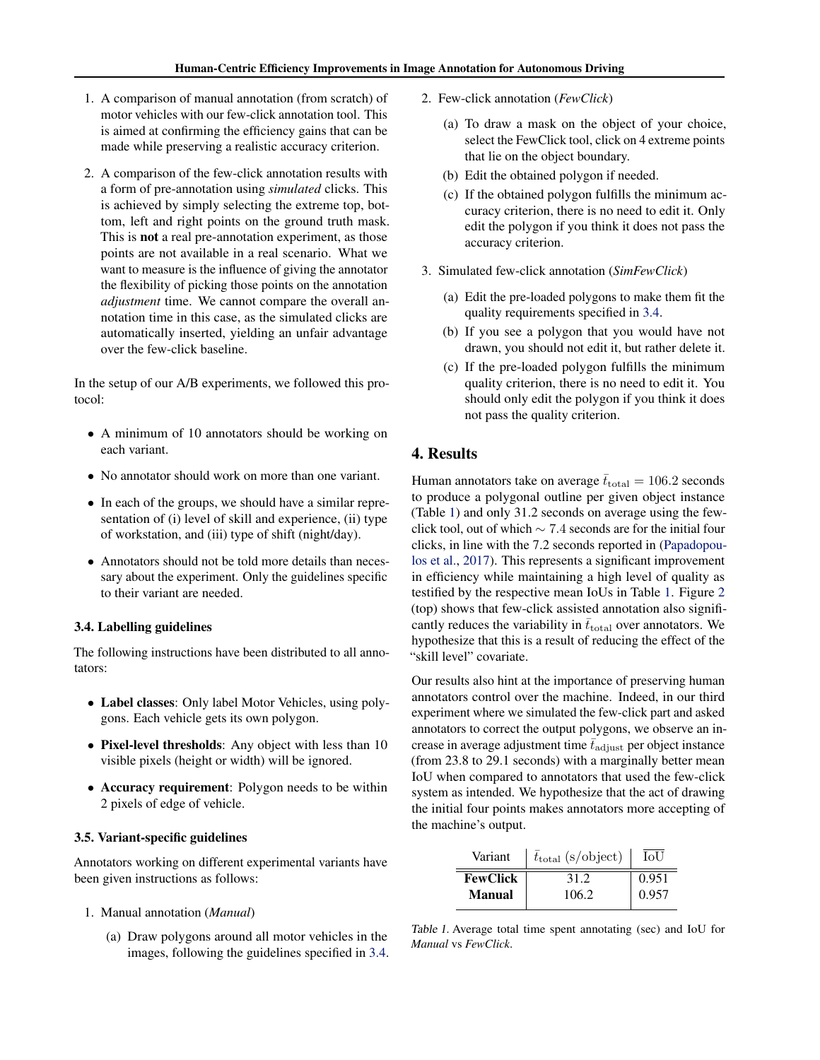1. A comparison of manual annotation (from scratch) of motor vehicles with our few-click annotation tool. This is aimed at confirming the efficiency gains that can be made while preserving a realistic accuracy criterion.

2. A comparison of the few-click annotation results with a form of pre-annotation using *simulated* clicks. This is achieved by simply selecting the extreme top, bottom, left and right points on the ground truth mask. This is **not** a real pre-annotation experiment, as those points are not available in a real scenario. What we want to measure is the influence of giving the annotator the flexibility of picking those points on the annotation *adjustment* time. We cannot compare the overall annotation time in this case, as the simulated clicks are automatically inserted, yielding an unfair advantage over the few-click baseline.

In the setup of our A/B experiments, we followed this protocol:

- A minimum of 10 annotators should be working on each variant.
- No annotator should work on more than one variant.
- In each of the groups, we should have a similar representation of (i) level of skill and experience, (ii) type of workstation, and (iii) type of shift (night/day).
- Annotators should not be told more details than necessary about the experiment. Only the guidelines specific to their variant are needed.

### 3.4. Labelling guidelines

The following instructions have been distributed to all annotators:

- **Label classes**: Only label Motor Vehicles, using polygons. Each vehicle gets its own polygon.
- **Pixel-level thresholds**: Any object with less than 10 visible pixels (height or width) will be ignored.
- **Accuracy requirement**: Polygon needs to be within 2 pixels of edge of vehicle.

### 3.5. Variant-specific guidelines

Annotators working on different experimental variants have been given instructions as follows:

1. Manual annotation (*Manual*)
   (a) Draw polygons around all motor vehicles in the images, following the guidelines specified in 3.4.

2. Few-click annotation (*FewClick*)
   (a) To draw a mask on the object of your choice, select the FewClick tool, click on 4 extreme points that lie on the object boundary.
   (b) Edit the obtained polygon if needed.
   (c) If the obtained polygon fulfills the minimum accuracy criterion, there is no need to edit it. Only edit the polygon if you think it does not pass the accuracy criterion.

3. Simulated few-click annotation (*SimFewClick*)
   (a) Edit the pre-loaded polygons to make them fit the quality requirements specified in 3.4.
   (b) If you see a polygon that you would have not drawn, you should not edit it, but rather delete it.
   (c) If the pre-loaded polygon fulfills the minimum quality criterion, there is no need to edit it. You should only edit the polygon if you think it does not pass the quality criterion.

## 4. Results

Human annotators take on average $\bar{t}_{\text{total}} = 106.2$ seconds to produce a polygonal outline per given object instance (Table 1) and only 31.2 seconds on average using the few-click tool, out of which $\sim 7.4$ seconds are for the initial four clicks, in line with the 7.2 seconds reported in (Papadopoulos et al., 2017). This represents a significant improvement in efficiency while maintaining a high level of quality as testified by the respective mean IoUs in Table 1. Figure 2 (top) shows that few-click assisted annotation also significantly reduces the variability in $\bar{t}_{\text{total}}$ over annotators. We hypothesize that this is a result of reducing the effect of the "skill level" covariate.

Our results also hint at the importance of preserving human annotators control over the machine. Indeed, in our third experiment where we simulated the few-click part and asked annotators to correct the output polygons, we observe an increase in average adjustment time $\bar{t}_{\text{adjust}}$ per object instance (from 23.8 to 29.1 seconds) with a marginally better mean IoU when compared to annotators that used the few-click system as intended. We hypothesize that the act of drawing the initial four points makes annotators more accepting of the machine's output.

| Variant | $\bar{t}_{\text{total}}$ (s/object) | $\overline{\text{IoU}}$ |
|---|---|---|
| **FewClick** | 31.2 | 0.951 |
| **Manual** | 106.2 | 0.957 |

*Table 1.* Average total time spent annotating (sec) and IoU for *Manual* vs *FewClick*.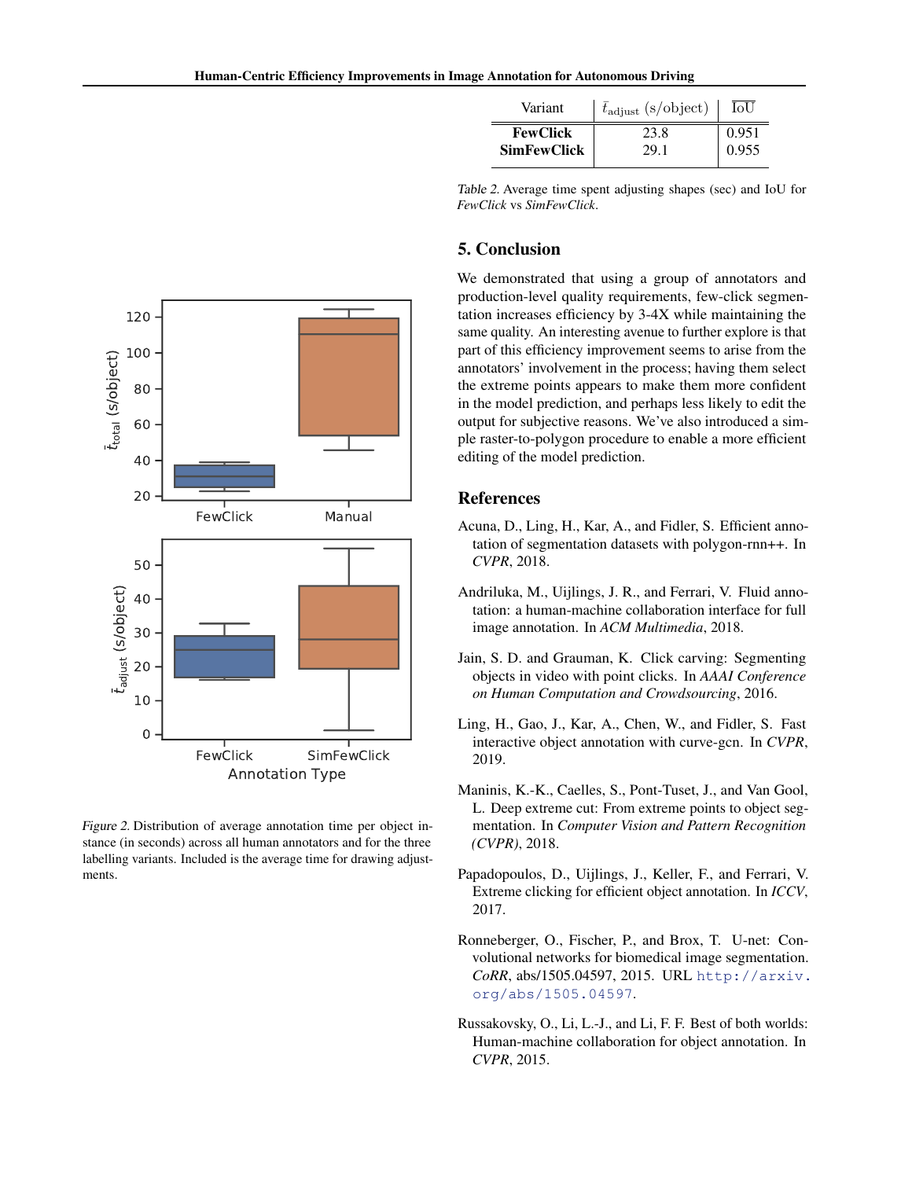| Variant | $\bar{t}_{\text{adjust}}$ (s/object) | $\overline{\text{IoU}}$ |
|---|---|---|
| **FewClick** | 23.8 | 0.951 |
| **SimFewClick** | 29.1 | 0.955 |

*Table 2.* Average time spent adjusting shapes (sec) and IoU for *FewClick* vs *SimFewClick*.

*Figure 2.* Distribution of average annotation time per object instance (in seconds) across all human annotators and for the three labelling variants. Included is the average time for drawing adjustments.

## 5. Conclusion

We demonstrated that using a group of annotators and production-level quality requirements, few-click segmentation increases efficiency by 3-4X while maintaining the same quality. An interesting avenue to further explore is that part of this efficiency improvement seems to arise from the annotators' involvement in the process; having them select the extreme points appears to make them more confident in the model prediction, and perhaps less likely to edit the output for subjective reasons. We've also introduced a simple raster-to-polygon procedure to enable a more efficient editing of the model prediction.

## References

Acuna, D., Ling, H., Kar, A., and Fidler, S. Efficient annotation of segmentation datasets with polygon-rnn++. In *CVPR*, 2018.

Andriluka, M., Uijlings, J. R., and Ferrari, V. Fluid annotation: a human-machine collaboration interface for full image annotation. In *ACM Multimedia*, 2018.

Jain, S. D. and Grauman, K. Click carving: Segmenting objects in video with point clicks. In *AAAI Conference on Human Computation and Crowdsourcing*, 2016.

Ling, H., Gao, J., Kar, A., Chen, W., and Fidler, S. Fast interactive object annotation with curve-gcn. In *CVPR*, 2019.

Maninis, K.-K., Caelles, S., Pont-Tuset, J., and Van Gool, L. Deep extreme cut: From extreme points to object segmentation. In *Computer Vision and Pattern Recognition (CVPR)*, 2018.

Papadopoulos, D., Uijlings, J., Keller, F., and Ferrari, V. Extreme clicking for efficient object annotation. In *ICCV*, 2017.

Ronneberger, O., Fischer, P., and Brox, T. U-net: Convolutional networks for biomedical image segmentation. *CoRR*, abs/1505.04597, 2015. URL http://arxiv.org/abs/1505.04597.

Russakovsky, O., Li, L.-J., and Li, F. F. Best of both worlds: Human-machine collaboration for object annotation. In *CVPR*, 2015.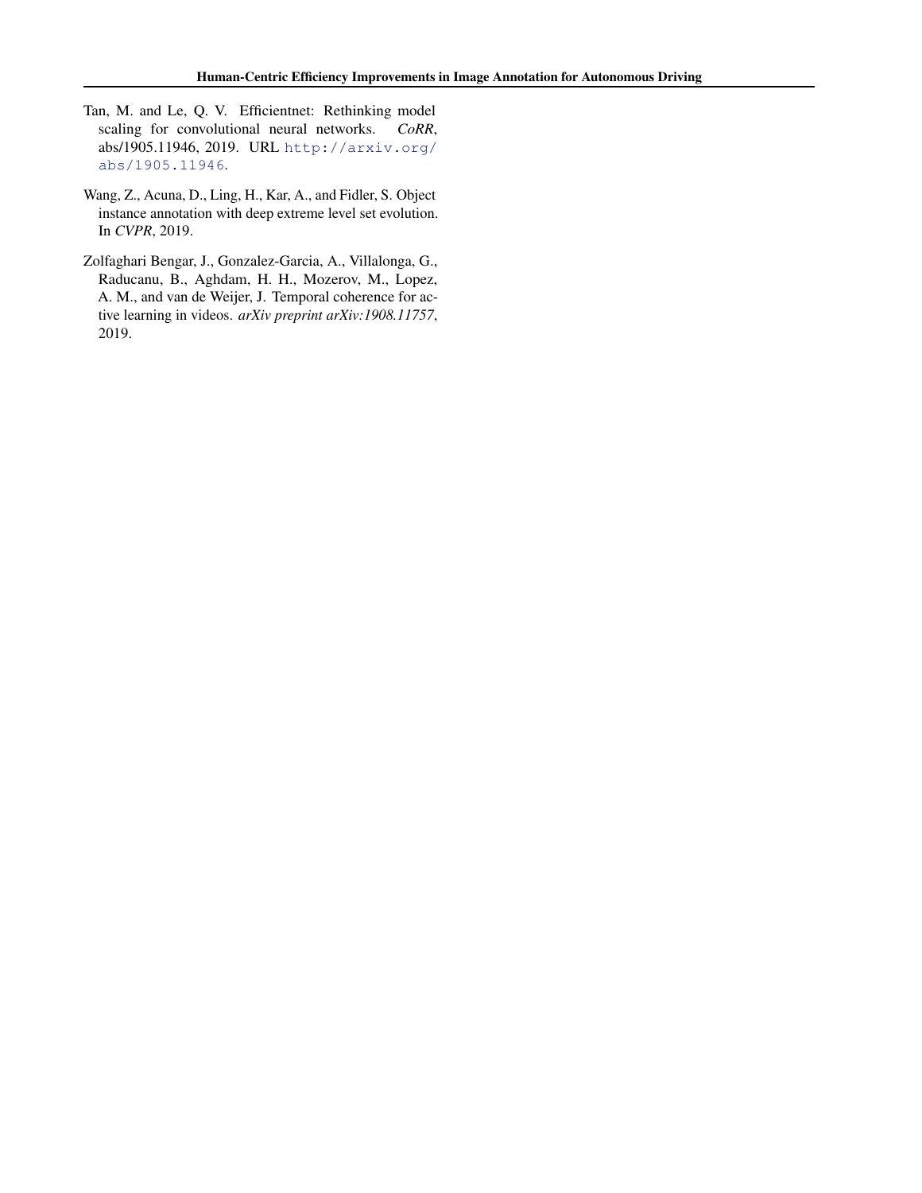Tan, M. and Le, Q. V. Efficientnet: Rethinking model scaling for convolutional neural networks. *CoRR*, abs/1905.11946, 2019. URL http://arxiv.org/abs/1905.11946.

Wang, Z., Acuna, D., Ling, H., Kar, A., and Fidler, S. Object instance annotation with deep extreme level set evolution. In *CVPR*, 2019.

Zolfaghari Bengar, J., Gonzalez-Garcia, A., Villalonga, G., Raducanu, B., Aghdam, H. H., Mozerov, M., Lopez, A. M., and van de Weijer, J. Temporal coherence for active learning in videos. *arXiv preprint arXiv:1908.11757*, 2019.